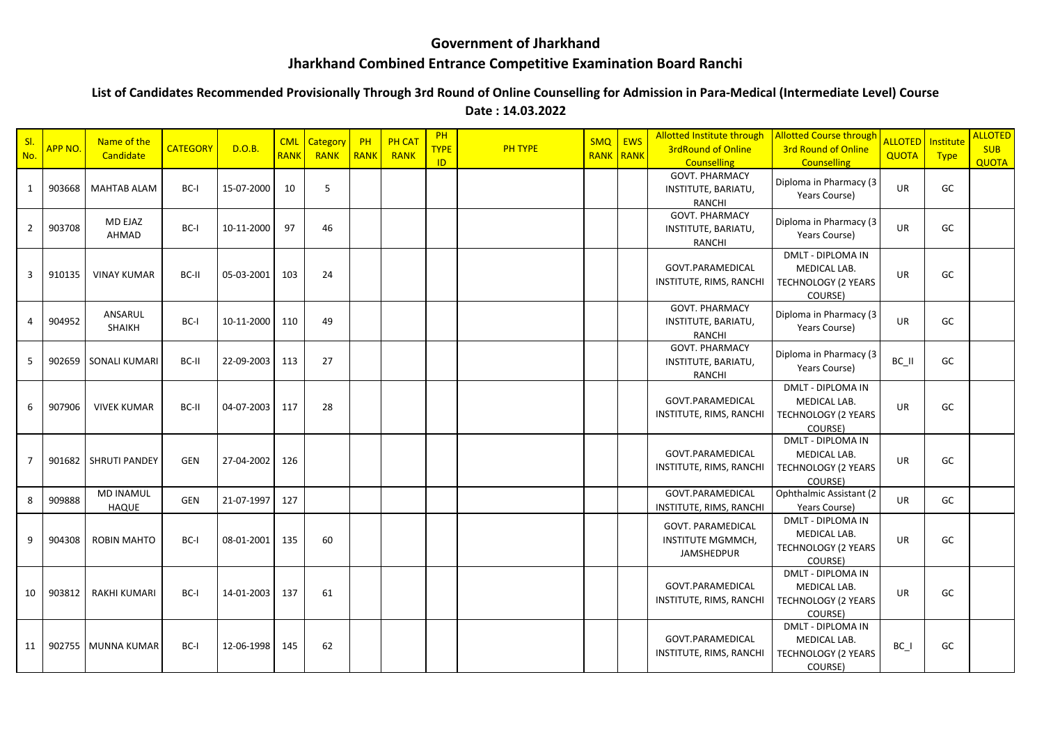# Government of Jharkhand

## Jharkhand Combined Entrance Competitive Examination Board Ranchi

### List of Candidates Recommended Provisionally Through 3rd Round of Online Counselling for Admission in Para-Medical (Intermediate Level) Course

**Date : 14.03.2022**

| Sl. No. | APP NO. | Name of the Candidate | CATEGORY | D.O.B. | CML RANK | Category RANK | PH RANK | PH CAT RANK | PH TYPE ID | PH TYPE | SMQ RANK | EWS RANK | Allotted Institute through 3rdRound of Online Counselling | Allotted Course through 3rd Round of Online Counselling | ALLOTED QUOTA | Institute Type | ALLOTED SUB QUOTA |
|---|---|---|---|---|---|---|---|---|---|---|---|---|---|---|---|---|---|
| 1 | 903668 | MAHTAB ALAM | BC-I | 15-07-2000 | 10 | 5 | | | | | | | GOVT. PHARMACY INSTITUTE, BARIATU, RANCHI | Diploma in Pharmacy (3 Years Course) | UR | GC | |
| 2 | 903708 | MD EJAZ AHMAD | BC-I | 10-11-2000 | 97 | 46 | | | | | | | GOVT. PHARMACY INSTITUTE, BARIATU, RANCHI | Diploma in Pharmacy (3 Years Course) | UR | GC | |
| 3 | 910135 | VINAY KUMAR | BC-II | 05-03-2001 | 103 | 24 | | | | | | | GOVT.PARAMEDICAL INSTITUTE, RIMS, RANCHI | DMLT - DIPLOMA IN MEDICAL LAB. TECHNOLOGY (2 YEARS COURSE) | UR | GC | |
| 4 | 904952 | ANSARUL SHAIKH | BC-I | 10-11-2000 | 110 | 49 | | | | | | | GOVT. PHARMACY INSTITUTE, BARIATU, RANCHI | Diploma in Pharmacy (3 Years Course) | UR | GC | |
| 5 | 902659 | SONALI KUMARI | BC-II | 22-09-2003 | 113 | 27 | | | | | | | GOVT. PHARMACY INSTITUTE, BARIATU, RANCHI | Diploma in Pharmacy (3 Years Course) | BC_II | GC | |
| 6 | 907906 | VIVEK KUMAR | BC-II | 04-07-2003 | 117 | 28 | | | | | | | GOVT.PARAMEDICAL INSTITUTE, RIMS, RANCHI | DMLT - DIPLOMA IN MEDICAL LAB. TECHNOLOGY (2 YEARS COURSE) | UR | GC | |
| 7 | 901682 | SHRUTI PANDEY | GEN | 27-04-2002 | 126 | | | | | | | | GOVT.PARAMEDICAL INSTITUTE, RIMS, RANCHI | DMLT - DIPLOMA IN MEDICAL LAB. TECHNOLOGY (2 YEARS COURSE) | UR | GC | |
| 8 | 909888 | MD INAMUL HAQUE | GEN | 21-07-1997 | 127 | | | | | | | | GOVT.PARAMEDICAL INSTITUTE, RIMS, RANCHI | Ophthalmic Assistant (2 Years Course) | UR | GC | |
| 9 | 904308 | ROBIN MAHTO | BC-I | 08-01-2001 | 135 | 60 | | | | | | | GOVT. PARAMEDICAL INSTITUTE MGMMCH, JAMSHEDPUR | DMLT - DIPLOMA IN MEDICAL LAB. TECHNOLOGY (2 YEARS COURSE) | UR | GC | |
| 10 | 903812 | RAKHI KUMARI | BC-I | 14-01-2003 | 137 | 61 | | | | | | | GOVT.PARAMEDICAL INSTITUTE, RIMS, RANCHI | DMLT - DIPLOMA IN MEDICAL LAB. TECHNOLOGY (2 YEARS COURSE) | UR | GC | |
| 11 | 902755 | MUNNA KUMAR | BC-I | 12-06-1998 | 145 | 62 | | | | | | | GOVT.PARAMEDICAL INSTITUTE, RIMS, RANCHI | DMLT - DIPLOMA IN MEDICAL LAB. TECHNOLOGY (2 YEARS COURSE) | BC_I | GC | |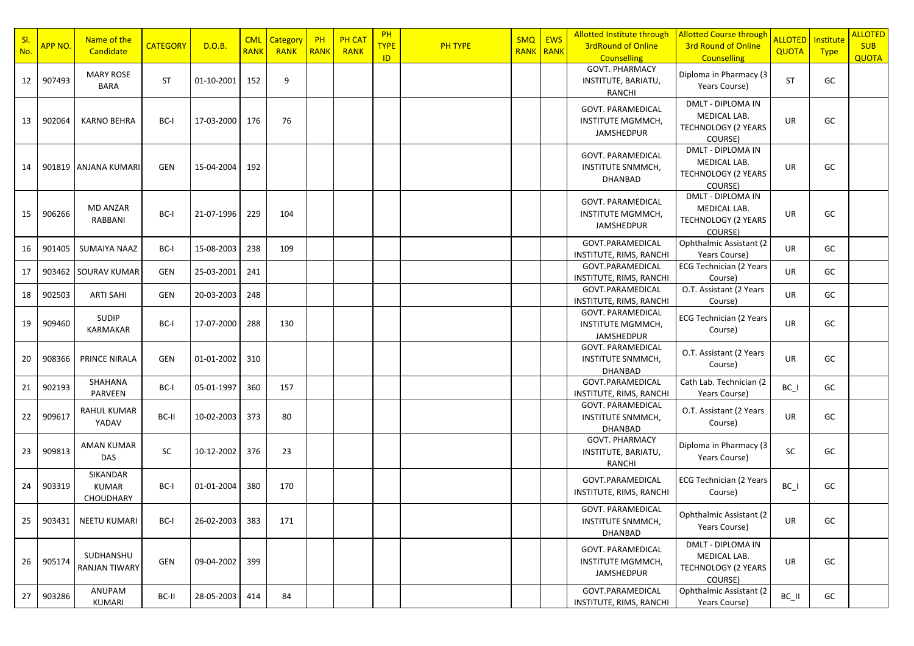| Sl. No. | APP NO. | Name of the Candidate | CATEGORY | D.O.B. | CML RANK | Category RANK | PH RANK | PH CAT RANK | PH TYPE ID | PH TYPE | SMQ RANK | EWS RANK | Allotted Institute through 3rdRound of Online Counselling | Allotted Course through 3rd Round of Online Counselling | ALLOTED QUOTA | Institute Type | ALLOTED SUB QUOTA |
|---|---|---|---|---|---|---|---|---|---|---|---|---|---|---|---|---|---|
| 12 | 907493 | MARY ROSE BARA | ST | 01-10-2001 | 152 | 9 | | | | | | | GOVT. PHARMACY INSTITUTE, BARIATU, RANCHI | Diploma in Pharmacy (3 Years Course) | ST | GC | |
| 13 | 902064 | KARNO BEHRA | BC-I | 17-03-2000 | 176 | 76 | | | | | | | GOVT. PARAMEDICAL INSTITUTE MGMMCH, JAMSHEDPUR | DMLT - DIPLOMA IN MEDICAL LAB. TECHNOLOGY (2 YEARS COURSE) | UR | GC | |
| 14 | 901819 | ANJANA KUMARI | GEN | 15-04-2004 | 192 | | | | | | | | GOVT. PARAMEDICAL INSTITUTE SNMMCH, DHANBAD | DMLT - DIPLOMA IN MEDICAL LAB. TECHNOLOGY (2 YEARS COURSE) | UR | GC | |
| 15 | 906266 | MD ANZAR RABBANI | BC-I | 21-07-1996 | 229 | 104 | | | | | | | GOVT. PARAMEDICAL INSTITUTE MGMMCH, JAMSHEDPUR | DMLT - DIPLOMA IN MEDICAL LAB. TECHNOLOGY (2 YEARS COURSE) | UR | GC | |
| 16 | 901405 | SUMAIYA NAAZ | BC-I | 15-08-2003 | 238 | 109 | | | | | | | GOVT.PARAMEDICAL INSTITUTE, RIMS, RANCHI | Ophthalmic Assistant (2 Years Course) | UR | GC | |
| 17 | 903462 | SOURAV KUMAR | GEN | 25-03-2001 | 241 | | | | | | | | GOVT.PARAMEDICAL INSTITUTE, RIMS, RANCHI | ECG Technician (2 Years Course) | UR | GC | |
| 18 | 902503 | ARTI SAHI | GEN | 20-03-2003 | 248 | | | | | | | | GOVT.PARAMEDICAL INSTITUTE, RIMS, RANCHI | O.T. Assistant (2 Years Course) | UR | GC | |
| 19 | 909460 | SUDIP KARMAKAR | BC-I | 17-07-2000 | 288 | 130 | | | | | | | GOVT. PARAMEDICAL INSTITUTE MGMMCH, JAMSHEDPUR | ECG Technician (2 Years Course) | UR | GC | |
| 20 | 908366 | PRINCE NIRALA | GEN | 01-01-2002 | 310 | | | | | | | | GOVT. PARAMEDICAL INSTITUTE SNMMCH, DHANBAD | O.T. Assistant (2 Years Course) | UR | GC | |
| 21 | 902193 | SHAHANA PARVEEN | BC-I | 05-01-1997 | 360 | 157 | | | | | | | GOVT.PARAMEDICAL INSTITUTE, RIMS, RANCHI | Cath Lab. Technician (2 Years Course) | BC_I | GC | |
| 22 | 909617 | RAHUL KUMAR YADAV | BC-II | 10-02-2003 | 373 | 80 | | | | | | | GOVT. PARAMEDICAL INSTITUTE SNMMCH, DHANBAD | O.T. Assistant (2 Years Course) | UR | GC | |
| 23 | 909813 | AMAN KUMAR DAS | SC | 10-12-2002 | 376 | 23 | | | | | | | GOVT. PHARMACY INSTITUTE, BARIATU, RANCHI | Diploma in Pharmacy (3 Years Course) | SC | GC | |
| 24 | 903319 | SIKANDAR KUMAR CHOUDHARY | BC-I | 01-01-2004 | 380 | 170 | | | | | | | GOVT.PARAMEDICAL INSTITUTE, RIMS, RANCHI | ECG Technician (2 Years Course) | BC_I | GC | |
| 25 | 903431 | NEETU KUMARI | BC-I | 26-02-2003 | 383 | 171 | | | | | | | GOVT. PARAMEDICAL INSTITUTE SNMMCH, DHANBAD | Ophthalmic Assistant (2 Years Course) | UR | GC | |
| 26 | 905174 | SUDHANSHU RANJAN TIWARY | GEN | 09-04-2002 | 399 | | | | | | | | GOVT. PARAMEDICAL INSTITUTE MGMMCH, JAMSHEDPUR | DMLT - DIPLOMA IN MEDICAL LAB. TECHNOLOGY (2 YEARS COURSE) | UR | GC | |
| 27 | 903286 | ANUPAM KUMARI | BC-II | 28-05-2003 | 414 | 84 | | | | | | | GOVT.PARAMEDICAL INSTITUTE, RIMS, RANCHI | Ophthalmic Assistant (2 Years Course) | BC_II | GC | |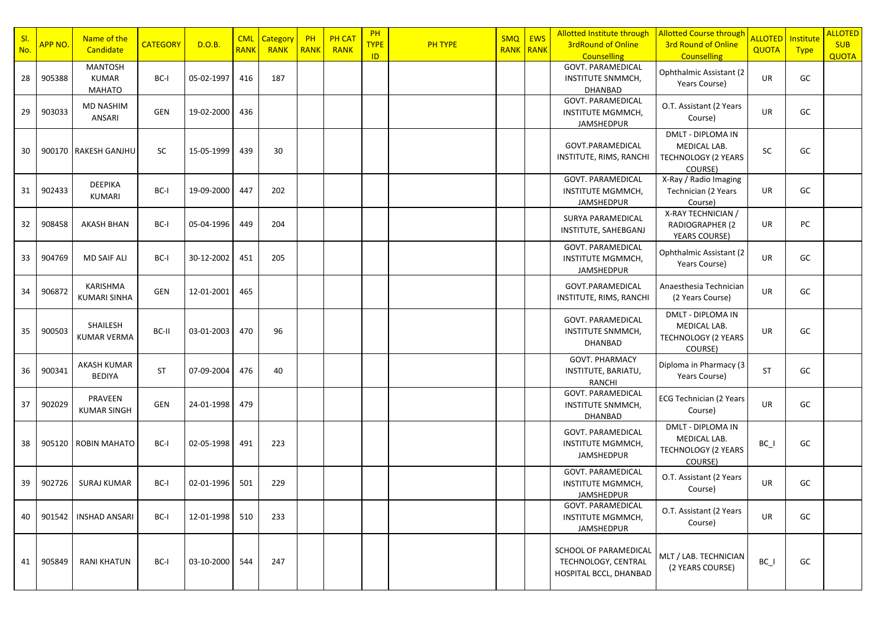| Sl. No. | APP NO. | Name of the Candidate | CATEGORY | D.O.B. | CML RANK | Category RANK | PH RANK | PH CAT RANK | PH TYPE ID | PH TYPE | SMQ RANK | EWS RANK | Allotted Institute through 3rdRound of Online Counselling | Allotted Course through 3rd Round of Online Counselling | ALLOTED QUOTA | Institute Type | ALLOTED SUB QUOTA |
|---|---|---|---|---|---|---|---|---|---|---|---|---|---|---|---|---|---|
| 28 | 905388 | MANTOSH KUMAR MAHATO | BC-I | 05-02-1997 | 416 | 187 | | | | | | | GOVT. PARAMEDICAL INSTITUTE SNMMCH, DHANBAD | Ophthalmic Assistant (2 Years Course) | UR | GC | |
| 29 | 903033 | MD NASHIM ANSARI | GEN | 19-02-2000 | 436 | | | | | | | | GOVT. PARAMEDICAL INSTITUTE MGMMCH, JAMSHEDPUR | O.T. Assistant (2 Years Course) | UR | GC | |
| 30 | 900170 | RAKESH GANJHU | SC | 15-05-1999 | 439 | 30 | | | | | | | GOVT.PARAMEDICAL INSTITUTE, RIMS, RANCHI | DMLT - DIPLOMA IN MEDICAL LAB. TECHNOLOGY (2 YEARS COURSE) | SC | GC | |
| 31 | 902433 | DEEPIKA KUMARI | BC-I | 19-09-2000 | 447 | 202 | | | | | | | GOVT. PARAMEDICAL INSTITUTE MGMMCH, JAMSHEDPUR | X-Ray / Radio Imaging Technician (2 Years Course) | UR | GC | |
| 32 | 908458 | AKASH BHAN | BC-I | 05-04-1996 | 449 | 204 | | | | | | | SURYA PARAMEDICAL INSTITUTE, SAHEBGANJ | X-RAY TECHNICIAN / RADIOGRAPHER (2 YEARS COURSE) | UR | PC | |
| 33 | 904769 | MD SAIF ALI | BC-I | 30-12-2002 | 451 | 205 | | | | | | | GOVT. PARAMEDICAL INSTITUTE MGMMCH, JAMSHEDPUR | Ophthalmic Assistant (2 Years Course) | UR | GC | |
| 34 | 906872 | KARISHMA KUMARI SINHA | GEN | 12-01-2001 | 465 | | | | | | | | GOVT.PARAMEDICAL INSTITUTE, RIMS, RANCHI | Anaesthesia Technician (2 Years Course) | UR | GC | |
| 35 | 900503 | SHAILESH KUMAR VERMA | BC-II | 03-01-2003 | 470 | 96 | | | | | | | GOVT. PARAMEDICAL INSTITUTE SNMMCH, DHANBAD | DMLT - DIPLOMA IN MEDICAL LAB. TECHNOLOGY (2 YEARS COURSE) | UR | GC | |
| 36 | 900341 | AKASH KUMAR BEDIYA | ST | 07-09-2004 | 476 | 40 | | | | | | | GOVT. PHARMACY INSTITUTE, BARIATU, RANCHI | Diploma in Pharmacy (3 Years Course) | ST | GC | |
| 37 | 902029 | PRAVEEN KUMAR SINGH | GEN | 24-01-1998 | 479 | | | | | | | | GOVT. PARAMEDICAL INSTITUTE SNMMCH, DHANBAD | ECG Technician (2 Years Course) | UR | GC | |
| 38 | 905120 | ROBIN MAHATO | BC-I | 02-05-1998 | 491 | 223 | | | | | | | GOVT. PARAMEDICAL INSTITUTE MGMMCH, JAMSHEDPUR | DMLT - DIPLOMA IN MEDICAL LAB. TECHNOLOGY (2 YEARS COURSE) | BC_I | GC | |
| 39 | 902726 | SURAJ KUMAR | BC-I | 02-01-1996 | 501 | 229 | | | | | | | GOVT. PARAMEDICAL INSTITUTE MGMMCH, JAMSHEDPUR | O.T. Assistant (2 Years Course) | UR | GC | |
| 40 | 901542 | INSHAD ANSARI | BC-I | 12-01-1998 | 510 | 233 | | | | | | | GOVT. PARAMEDICAL INSTITUTE MGMMCH, JAMSHEDPUR | O.T. Assistant (2 Years Course) | UR | GC | |
| 41 | 905849 | RANI KHATUN | BC-I | 03-10-2000 | 544 | 247 | | | | | | | SCHOOL OF PARAMEDICAL TECHNOLOGY, CENTRAL HOSPITAL BCCL, DHANBAD | MLT / LAB. TECHNICIAN (2 YEARS COURSE) | BC_I | GC | |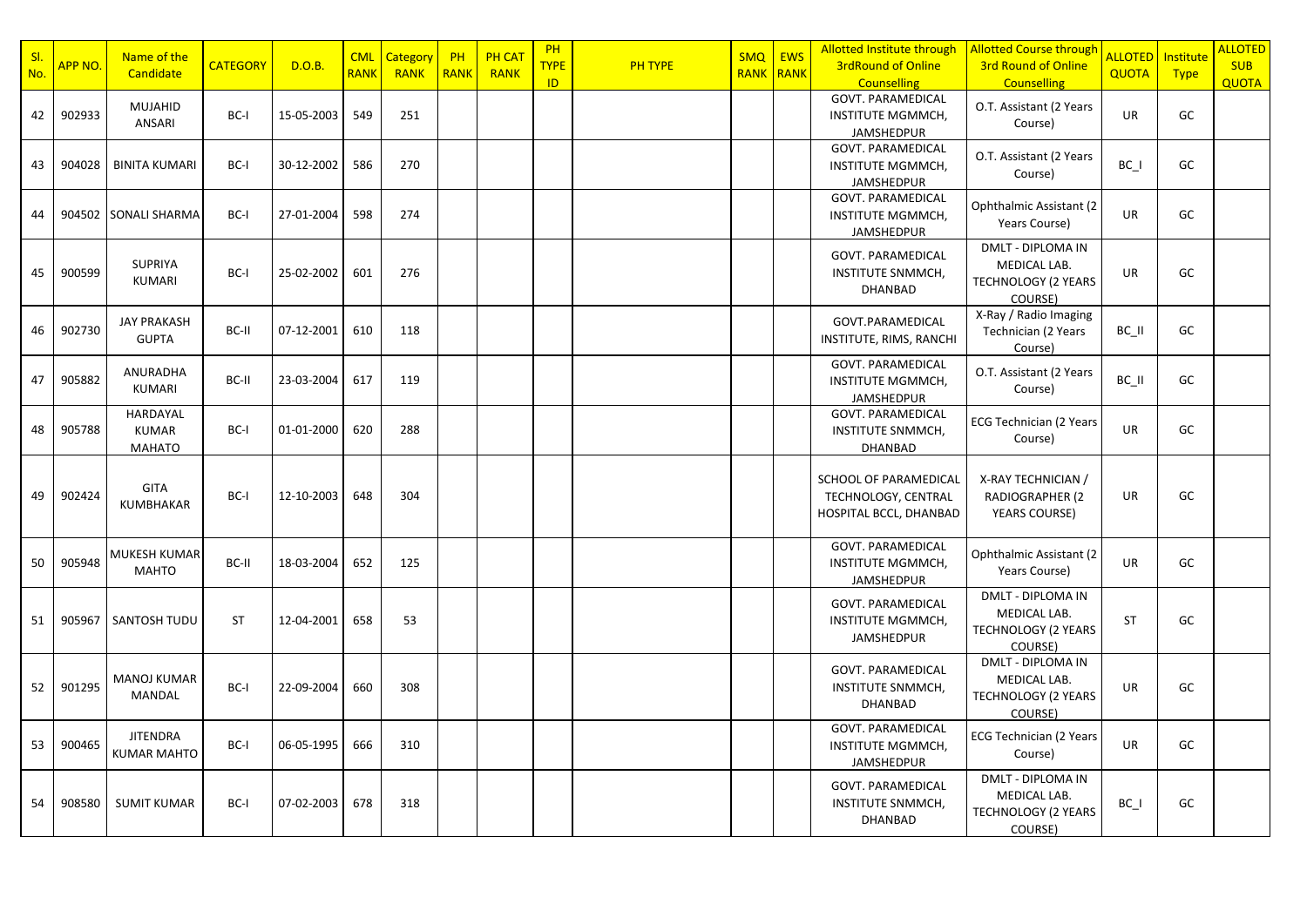| Sl. No. | APP NO. | Name of the Candidate | CATEGORY | D.O.B. | CML RANK | Category RANK | PH RANK | PH CAT RANK | PH TYPE ID | PH TYPE | SMQ RANK | EWS RANK | Allotted Institute through 3rdRound of Online Counselling | Allotted Course through 3rd Round of Online Counselling | ALLOTED QUOTA | Institute Type | ALLOTED SUB QUOTA |
|---|---|---|---|---|---|---|---|---|---|---|---|---|---|---|---|---|---|
| 42 | 902933 | MUJAHID ANSARI | BC-I | 15-05-2003 | 549 | 251 | | | | | | | GOVT. PARAMEDICAL INSTITUTE MGMMCH, JAMSHEDPUR | O.T. Assistant (2 Years Course) | UR | GC | |
| 43 | 904028 | BINITA KUMARI | BC-I | 30-12-2002 | 586 | 270 | | | | | | | GOVT. PARAMEDICAL INSTITUTE MGMMCH, JAMSHEDPUR | O.T. Assistant (2 Years Course) | BC_I | GC | |
| 44 | 904502 | SONALI SHARMA | BC-I | 27-01-2004 | 598 | 274 | | | | | | | GOVT. PARAMEDICAL INSTITUTE MGMMCH, JAMSHEDPUR | Ophthalmic Assistant (2 Years Course) | UR | GC | |
| 45 | 900599 | SUPRIYA KUMARI | BC-I | 25-02-2002 | 601 | 276 | | | | | | | GOVT. PARAMEDICAL INSTITUTE SNMMCH, DHANBAD | DMLT - DIPLOMA IN MEDICAL LAB. TECHNOLOGY (2 YEARS COURSE) | UR | GC | |
| 46 | 902730 | JAY PRAKASH GUPTA | BC-II | 07-12-2001 | 610 | 118 | | | | | | | GOVT.PARAMEDICAL INSTITUTE, RIMS, RANCHI | X-Ray / Radio Imaging Technician (2 Years Course) | BC_II | GC | |
| 47 | 905882 | ANURADHA KUMARI | BC-II | 23-03-2004 | 617 | 119 | | | | | | | GOVT. PARAMEDICAL INSTITUTE MGMMCH, JAMSHEDPUR | O.T. Assistant (2 Years Course) | BC_II | GC | |
| 48 | 905788 | HARDAYAL KUMAR MAHATO | BC-I | 01-01-2000 | 620 | 288 | | | | | | | GOVT. PARAMEDICAL INSTITUTE SNMMCH, DHANBAD | ECG Technician (2 Years Course) | UR | GC | |
| 49 | 902424 | GITA KUMBHAKAR | BC-I | 12-10-2003 | 648 | 304 | | | | | | | SCHOOL OF PARAMEDICAL TECHNOLOGY, CENTRAL HOSPITAL BCCL, DHANBAD | X-RAY TECHNICIAN / RADIOGRAPHER (2 YEARS COURSE) | UR | GC | |
| 50 | 905948 | MUKESH KUMAR MAHTO | BC-II | 18-03-2004 | 652 | 125 | | | | | | | GOVT. PARAMEDICAL INSTITUTE MGMMCH, JAMSHEDPUR | Ophthalmic Assistant (2 Years Course) | UR | GC | |
| 51 | 905967 | SANTOSH TUDU | ST | 12-04-2001 | 658 | 53 | | | | | | | GOVT. PARAMEDICAL INSTITUTE MGMMCH, JAMSHEDPUR | DMLT - DIPLOMA IN MEDICAL LAB. TECHNOLOGY (2 YEARS COURSE) | ST | GC | |
| 52 | 901295 | MANOJ KUMAR MANDAL | BC-I | 22-09-2004 | 660 | 308 | | | | | | | GOVT. PARAMEDICAL INSTITUTE SNMMCH, DHANBAD | DMLT - DIPLOMA IN MEDICAL LAB. TECHNOLOGY (2 YEARS COURSE) | UR | GC | |
| 53 | 900465 | JITENDRA KUMAR MAHTO | BC-I | 06-05-1995 | 666 | 310 | | | | | | | GOVT. PARAMEDICAL INSTITUTE MGMMCH, JAMSHEDPUR | ECG Technician (2 Years Course) | UR | GC | |
| 54 | 908580 | SUMIT KUMAR | BC-I | 07-02-2003 | 678 | 318 | | | | | | | GOVT. PARAMEDICAL INSTITUTE SNMMCH, DHANBAD | DMLT - DIPLOMA IN MEDICAL LAB. TECHNOLOGY (2 YEARS COURSE) | BC_I | GC | |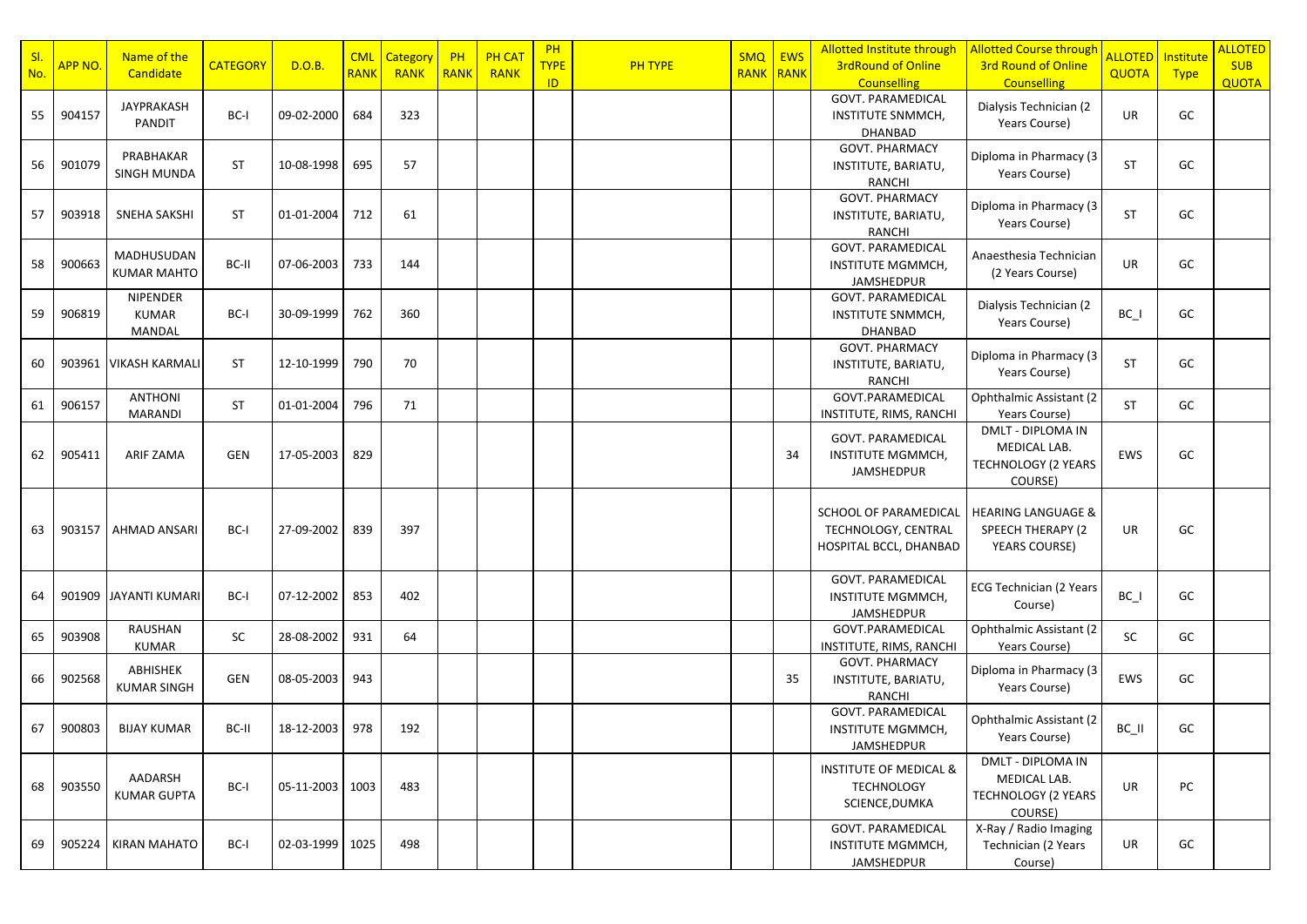| Sl. No. | APP NO. | Name of the Candidate | CATEGORY | D.O.B. | CML RANK | Category RANK | PH RANK | PH CAT RANK | PH TYPE ID | PH TYPE | SMQ RANK | EWS RANK | Allotted Institute through 3rdRound of Online Counselling | Allotted Course through 3rd Round of Online Counselling | ALLOTED QUOTA | Institute Type | ALLOTED SUB QUOTA |
|---|---|---|---|---|---|---|---|---|---|---|---|---|---|---|---|---|---|
| 55 | 904157 | JAYPRAKASH PANDIT | BC-I | 09-02-2000 | 684 | 323 | | | | | | | GOVT. PARAMEDICAL INSTITUTE SNMMCH, DHANBAD | Dialysis Technician (2 Years Course) | UR | GC | |
| 56 | 901079 | PRABHAKAR SINGH MUNDA | ST | 10-08-1998 | 695 | 57 | | | | | | | GOVT. PHARMACY INSTITUTE, BARIATU, RANCHI | Diploma in Pharmacy (3 Years Course) | ST | GC | |
| 57 | 903918 | SNEHA SAKSHI | ST | 01-01-2004 | 712 | 61 | | | | | | | GOVT. PHARMACY INSTITUTE, BARIATU, RANCHI | Diploma in Pharmacy (3 Years Course) | ST | GC | |
| 58 | 900663 | MADHUSUDAN KUMAR MAHTO | BC-II | 07-06-2003 | 733 | 144 | | | | | | | GOVT. PARAMEDICAL INSTITUTE MGMMCH, JAMSHEDPUR | Anaesthesia Technician (2 Years Course) | UR | GC | |
| 59 | 906819 | NIPENDER KUMAR MANDAL | BC-I | 30-09-1999 | 762 | 360 | | | | | | | GOVT. PARAMEDICAL INSTITUTE SNMMCH, DHANBAD | Dialysis Technician (2 Years Course) | BC_I | GC | |
| 60 | 903961 | VIKASH KARMALI | ST | 12-10-1999 | 790 | 70 | | | | | | | GOVT. PHARMACY INSTITUTE, BARIATU, RANCHI | Diploma in Pharmacy (3 Years Course) | ST | GC | |
| 61 | 906157 | ANTHONI MARANDI | ST | 01-01-2004 | 796 | 71 | | | | | | | GOVT.PARAMEDICAL INSTITUTE, RIMS, RANCHI | Ophthalmic Assistant (2 Years Course) | ST | GC | |
| 62 | 905411 | ARIF ZAMA | GEN | 17-05-2003 | 829 | | | | | | | 34 | GOVT. PARAMEDICAL INSTITUTE MGMMCH, JAMSHEDPUR | DMLT - DIPLOMA IN MEDICAL LAB. TECHNOLOGY (2 YEARS COURSE) | EWS | GC | |
| 63 | 903157 | AHMAD ANSARI | BC-I | 27-09-2002 | 839 | 397 | | | | | | | SCHOOL OF PARAMEDICAL TECHNOLOGY, CENTRAL HOSPITAL BCCL, DHANBAD | HEARING LANGUAGE & SPEECH THERAPY (2 YEARS COURSE) | UR | GC | |
| 64 | 901909 | JAYANTI KUMARI | BC-I | 07-12-2002 | 853 | 402 | | | | | | | GOVT. PARAMEDICAL INSTITUTE MGMMCH, JAMSHEDPUR | ECG Technician (2 Years Course) | BC_I | GC | |
| 65 | 903908 | RAUSHAN KUMAR | SC | 28-08-2002 | 931 | 64 | | | | | | | GOVT.PARAMEDICAL INSTITUTE, RIMS, RANCHI | Ophthalmic Assistant (2 Years Course) | SC | GC | |
| 66 | 902568 | ABHISHEK KUMAR SINGH | GEN | 08-05-2003 | 943 | | | | | | | 35 | GOVT. PHARMACY INSTITUTE, BARIATU, RANCHI | Diploma in Pharmacy (3 Years Course) | EWS | GC | |
| 67 | 900803 | BIJAY KUMAR | BC-II | 18-12-2003 | 978 | 192 | | | | | | | GOVT. PARAMEDICAL INSTITUTE MGMMCH, JAMSHEDPUR | Ophthalmic Assistant (2 Years Course) | BC_II | GC | |
| 68 | 903550 | AADARSH KUMAR GUPTA | BC-I | 05-11-2003 | 1003 | 483 | | | | | | | INSTITUTE OF MEDICAL & TECHNOLOGY SCIENCE,DUMKA | DMLT - DIPLOMA IN MEDICAL LAB. TECHNOLOGY (2 YEARS COURSE) | UR | PC | |
| 69 | 905224 | KIRAN MAHATO | BC-I | 02-03-1999 | 1025 | 498 | | | | | | | GOVT. PARAMEDICAL INSTITUTE MGMMCH, JAMSHEDPUR | X-Ray / Radio Imaging Technician (2 Years Course) | UR | GC | |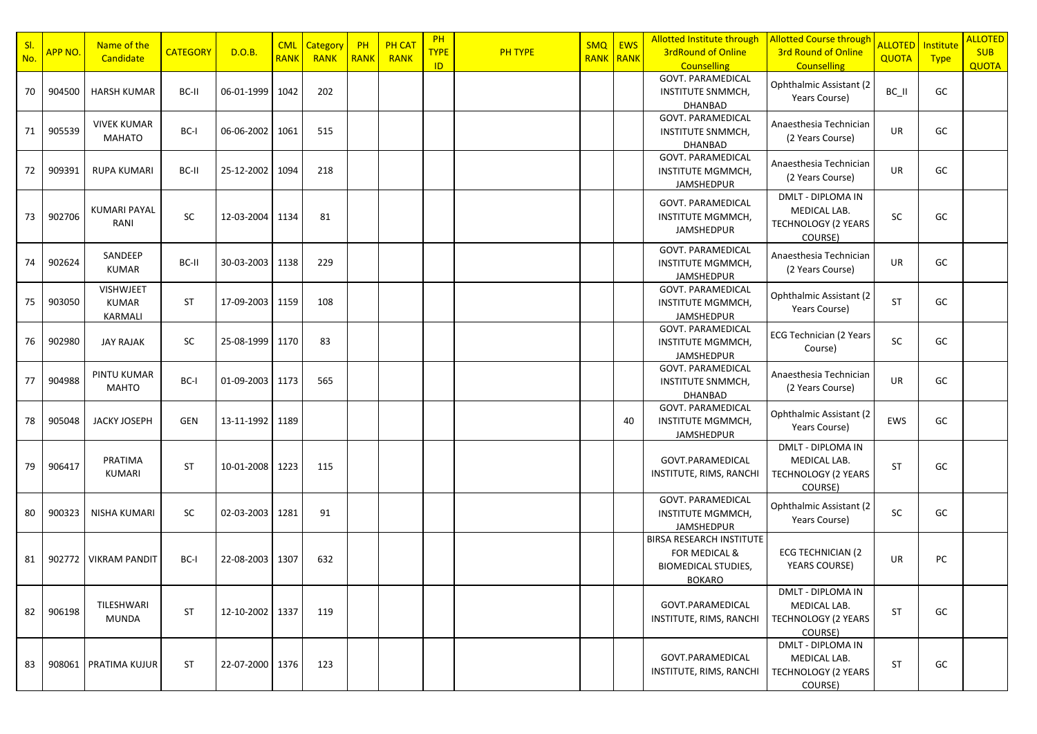| Sl. No. | APP NO. | Name of the Candidate | CATEGORY | D.O.B. | CML RANK | Category RANK | PH RANK | PH CAT RANK | PH TYPE ID | PH TYPE | SMQ RANK | EWS RANK | Allotted Institute through 3rdRound of Online Counselling | Allotted Course through 3rd Round of Online Counselling | ALLOTED QUOTA | Institute Type | ALLOTED SUB QUOTA |
|---|---|---|---|---|---|---|---|---|---|---|---|---|---|---|---|---|---|
| 70 | 904500 | HARSH KUMAR | BC-II | 06-01-1999 | 1042 | 202 | | | | | | | GOVT. PARAMEDICAL INSTITUTE SNMMCH, DHANBAD | Ophthalmic Assistant (2 Years Course) | BC_II | GC | |
| 71 | 905539 | VIVEK KUMAR MAHATO | BC-I | 06-06-2002 | 1061 | 515 | | | | | | | GOVT. PARAMEDICAL INSTITUTE SNMMCH, DHANBAD | Anaesthesia Technician (2 Years Course) | UR | GC | |
| 72 | 909391 | RUPA KUMARI | BC-II | 25-12-2002 | 1094 | 218 | | | | | | | GOVT. PARAMEDICAL INSTITUTE MGMMCH, JAMSHEDPUR | Anaesthesia Technician (2 Years Course) | UR | GC | |
| 73 | 902706 | KUMARI PAYAL RANI | SC | 12-03-2004 | 1134 | 81 | | | | | | | GOVT. PARAMEDICAL INSTITUTE MGMMCH, JAMSHEDPUR | DMLT - DIPLOMA IN MEDICAL LAB. TECHNOLOGY (2 YEARS COURSE) | SC | GC | |
| 74 | 902624 | SANDEEP KUMAR | BC-II | 30-03-2003 | 1138 | 229 | | | | | | | GOVT. PARAMEDICAL INSTITUTE MGMMCH, JAMSHEDPUR | Anaesthesia Technician (2 Years Course) | UR | GC | |
| 75 | 903050 | VISHWJEET KUMAR KARMALI | ST | 17-09-2003 | 1159 | 108 | | | | | | | GOVT. PARAMEDICAL INSTITUTE MGMMCH, JAMSHEDPUR | Ophthalmic Assistant (2 Years Course) | ST | GC | |
| 76 | 902980 | JAY RAJAK | SC | 25-08-1999 | 1170 | 83 | | | | | | | GOVT. PARAMEDICAL INSTITUTE MGMMCH, JAMSHEDPUR | ECG Technician (2 Years Course) | SC | GC | |
| 77 | 904988 | PINTU KUMAR MAHTO | BC-I | 01-09-2003 | 1173 | 565 | | | | | | | GOVT. PARAMEDICAL INSTITUTE SNMMCH, DHANBAD | Anaesthesia Technician (2 Years Course) | UR | GC | |
| 78 | 905048 | JACKY JOSEPH | GEN | 13-11-1992 | 1189 | | | | | | | 40 | GOVT. PARAMEDICAL INSTITUTE MGMMCH, JAMSHEDPUR | Ophthalmic Assistant (2 Years Course) | EWS | GC | |
| 79 | 906417 | PRATIMA KUMARI | ST | 10-01-2008 | 1223 | 115 | | | | | | | GOVT.PARAMEDICAL INSTITUTE, RIMS, RANCHI | DMLT - DIPLOMA IN MEDICAL LAB. TECHNOLOGY (2 YEARS COURSE) | ST | GC | |
| 80 | 900323 | NISHA KUMARI | SC | 02-03-2003 | 1281 | 91 | | | | | | | GOVT. PARAMEDICAL INSTITUTE MGMMCH, JAMSHEDPUR | Ophthalmic Assistant (2 Years Course) | SC | GC | |
| 81 | 902772 | VIKRAM PANDIT | BC-I | 22-08-2003 | 1307 | 632 | | | | | | | BIRSA RESEARCH INSTITUTE FOR MEDICAL & BIOMEDICAL STUDIES, BOKARO | ECG TECHNICIAN (2 YEARS COURSE) | UR | PC | |
| 82 | 906198 | TILESHWARI MUNDA | ST | 12-10-2002 | 1337 | 119 | | | | | | | GOVT.PARAMEDICAL INSTITUTE, RIMS, RANCHI | DMLT - DIPLOMA IN MEDICAL LAB. TECHNOLOGY (2 YEARS COURSE) | ST | GC | |
| 83 | 908061 | PRATIMA KUJUR | ST | 22-07-2000 | 1376 | 123 | | | | | | | GOVT.PARAMEDICAL INSTITUTE, RIMS, RANCHI | DMLT - DIPLOMA IN MEDICAL LAB. TECHNOLOGY (2 YEARS COURSE) | ST | GC | |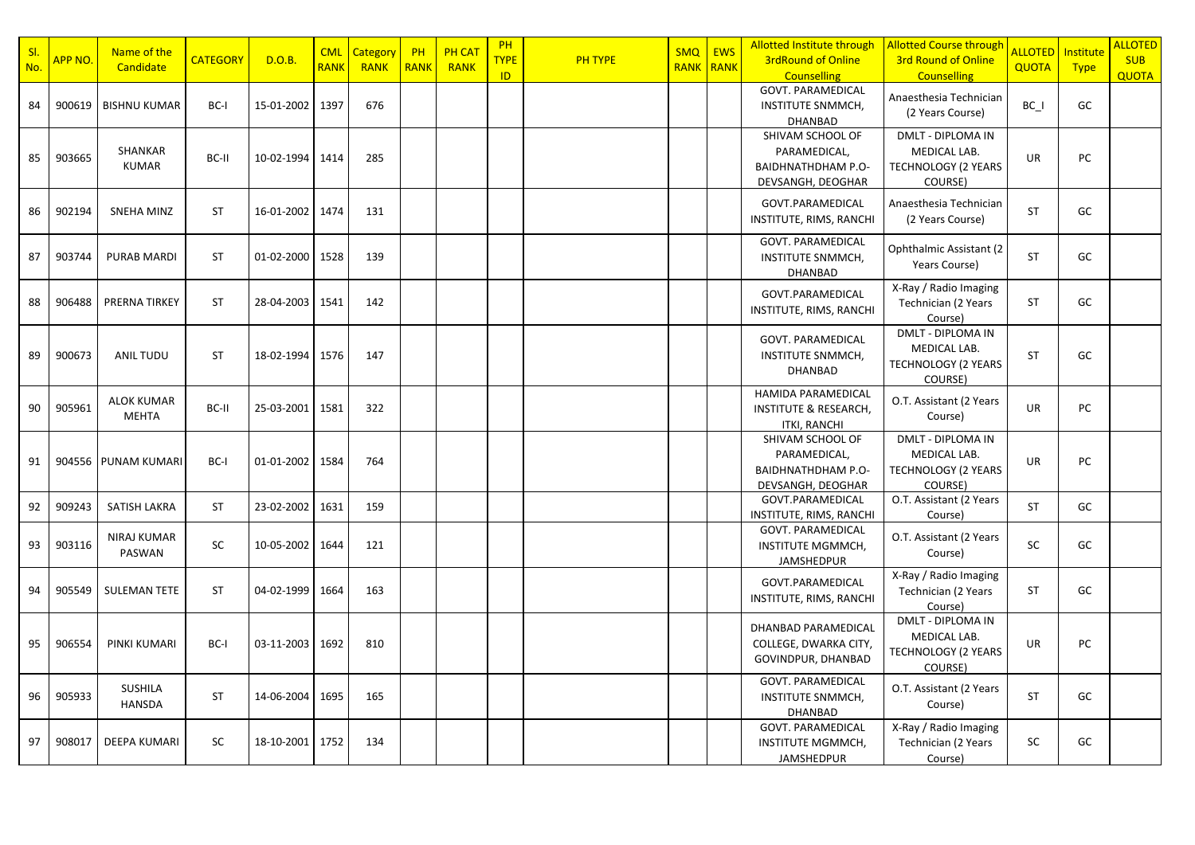| Sl. No. | APP NO. | Name of the Candidate | CATEGORY | D.O.B. | CML RANK | Category RANK | PH RANK | PH CAT RANK | PH TYPE ID | PH TYPE | SMQ RANK | EWS RANK | Allotted Institute through 3rdRound of Online Counselling | Allotted Course through 3rd Round of Online Counselling | ALLOTED QUOTA | Institute Type | ALLOTED SUB QUOTA |
|---|---|---|---|---|---|---|---|---|---|---|---|---|---|---|---|---|---|
| 84 | 900619 | BISHNU KUMAR | BC-I | 15-01-2002 | 1397 | 676 | | | | | | | GOVT. PARAMEDICAL INSTITUTE SNMMCH, DHANBAD | Anaesthesia Technician (2 Years Course) | BC_I | GC | |
| 85 | 903665 | SHANKAR KUMAR | BC-II | 10-02-1994 | 1414 | 285 | | | | | | | SHIVAM SCHOOL OF PARAMEDICAL, BAIDHNATHDHAM P.O-DEVSANGH, DEOGHAR | DMLT - DIPLOMA IN MEDICAL LAB. TECHNOLOGY (2 YEARS COURSE) | UR | PC | |
| 86 | 902194 | SNEHA MINZ | ST | 16-01-2002 | 1474 | 131 | | | | | | | GOVT.PARAMEDICAL INSTITUTE, RIMS, RANCHI | Anaesthesia Technician (2 Years Course) | ST | GC | |
| 87 | 903744 | PURAB MARDI | ST | 01-02-2000 | 1528 | 139 | | | | | | | GOVT. PARAMEDICAL INSTITUTE SNMMCH, DHANBAD | Ophthalmic Assistant (2 Years Course) | ST | GC | |
| 88 | 906488 | PRERNA TIRKEY | ST | 28-04-2003 | 1541 | 142 | | | | | | | GOVT.PARAMEDICAL INSTITUTE, RIMS, RANCHI | X-Ray / Radio Imaging Technician (2 Years Course) | ST | GC | |
| 89 | 900673 | ANIL TUDU | ST | 18-02-1994 | 1576 | 147 | | | | | | | GOVT. PARAMEDICAL INSTITUTE SNMMCH, DHANBAD | DMLT - DIPLOMA IN MEDICAL LAB. TECHNOLOGY (2 YEARS COURSE) | ST | GC | |
| 90 | 905961 | ALOK KUMAR MEHTA | BC-II | 25-03-2001 | 1581 | 322 | | | | | | | HAMIDA PARAMEDICAL INSTITUTE & RESEARCH, ITKI, RANCHI | O.T. Assistant (2 Years Course) | UR | PC | |
| 91 | 904556 | PUNAM KUMARI | BC-I | 01-01-2002 | 1584 | 764 | | | | | | | SHIVAM SCHOOL OF PARAMEDICAL, BAIDHNATHDHAM P.O-DEVSANGH, DEOGHAR | DMLT - DIPLOMA IN MEDICAL LAB. TECHNOLOGY (2 YEARS COURSE) | UR | PC | |
| 92 | 909243 | SATISH LAKRA | ST | 23-02-2002 | 1631 | 159 | | | | | | | GOVT.PARAMEDICAL INSTITUTE, RIMS, RANCHI | O.T. Assistant (2 Years Course) | ST | GC | |
| 93 | 903116 | NIRAJ KUMAR PASWAN | SC | 10-05-2002 | 1644 | 121 | | | | | | | GOVT. PARAMEDICAL INSTITUTE MGMMCH, JAMSHEDPUR | O.T. Assistant (2 Years Course) | SC | GC | |
| 94 | 905549 | SULEMAN TETE | ST | 04-02-1999 | 1664 | 163 | | | | | | | GOVT.PARAMEDICAL INSTITUTE, RIMS, RANCHI | X-Ray / Radio Imaging Technician (2 Years Course) | ST | GC | |
| 95 | 906554 | PINKI KUMARI | BC-I | 03-11-2003 | 1692 | 810 | | | | | | | DHANBAD PARAMEDICAL COLLEGE, DWARKA CITY, GOVINDPUR, DHANBAD | DMLT - DIPLOMA IN MEDICAL LAB. TECHNOLOGY (2 YEARS COURSE) | UR | PC | |
| 96 | 905933 | SUSHILA HANSDA | ST | 14-06-2004 | 1695 | 165 | | | | | | | GOVT. PARAMEDICAL INSTITUTE SNMMCH, DHANBAD | O.T. Assistant (2 Years Course) | ST | GC | |
| 97 | 908017 | DEEPA KUMARI | SC | 18-10-2001 | 1752 | 134 | | | | | | | GOVT. PARAMEDICAL INSTITUTE MGMMCH, JAMSHEDPUR | X-Ray / Radio Imaging Technician (2 Years Course) | SC | GC | |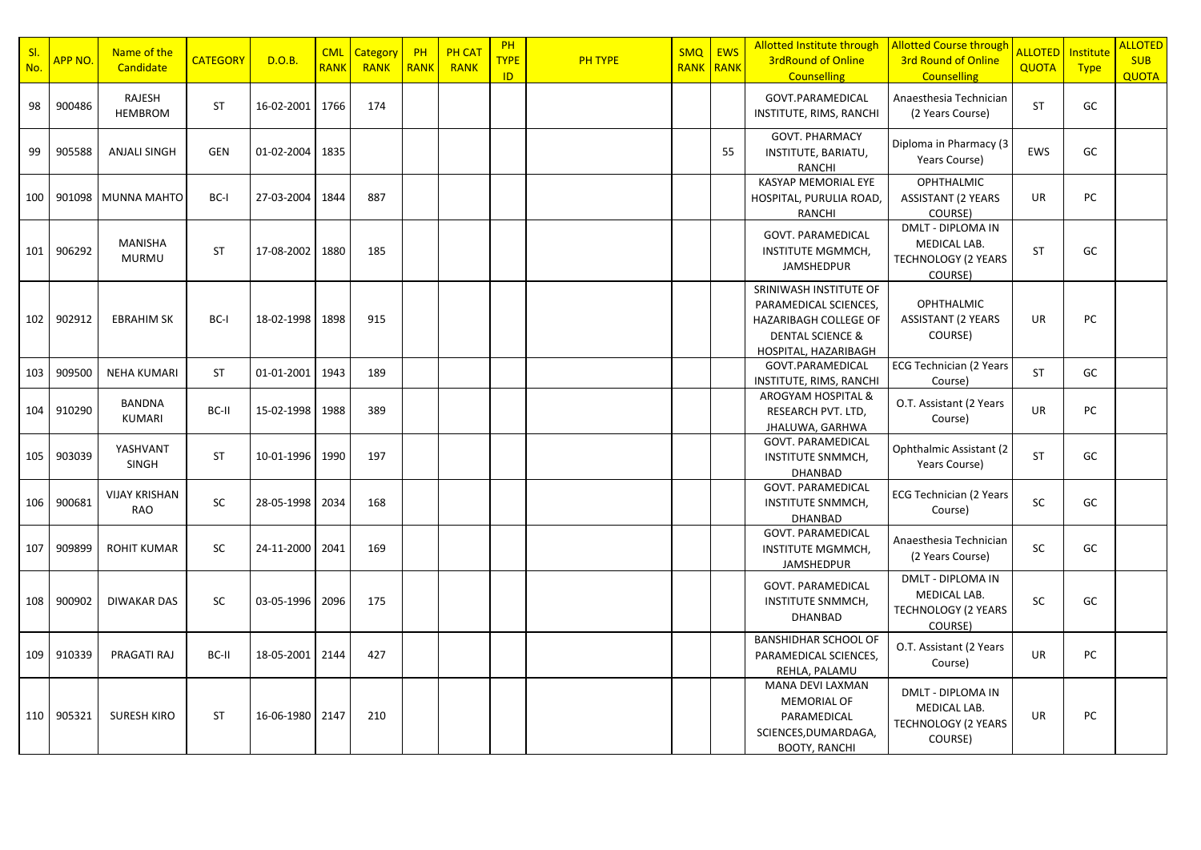| Sl. No. | APP NO. | Name of the Candidate | CATEGORY | D.O.B. | CML RANK | Category RANK | PH RANK | PH CAT RANK | PH TYPE ID | PH TYPE | SMQ RANK | EWS RANK | Allotted Institute through 3rdRound of Online Counselling | Allotted Course through 3rd Round of Online Counselling | ALLOTED QUOTA | Institute Type | ALLOTED SUB QUOTA |
|---|---|---|---|---|---|---|---|---|---|---|---|---|---|---|---|---|---|
| 98 | 900486 | RAJESH HEMBROM | ST | 16-02-2001 | 1766 | 174 | | | | | | | GOVT.PARAMEDICAL INSTITUTE, RIMS, RANCHI | Anaesthesia Technician (2 Years Course) | ST | GC | |
| 99 | 905588 | ANJALI SINGH | GEN | 01-02-2004 | 1835 | | | | | | | 55 | GOVT. PHARMACY INSTITUTE, BARIATU, RANCHI | Diploma in Pharmacy (3 Years Course) | EWS | GC | |
| 100 | 901098 | MUNNA MAHTO | BC-I | 27-03-2004 | 1844 | 887 | | | | | | | KASYAP MEMORIAL EYE HOSPITAL, PURULIA ROAD, RANCHI | OPHTHALMIC ASSISTANT (2 YEARS COURSE) | UR | PC | |
| 101 | 906292 | MANISHA MURMU | ST | 17-08-2002 | 1880 | 185 | | | | | | | GOVT. PARAMEDICAL INSTITUTE MGMMCH, JAMSHEDPUR | DMLT - DIPLOMA IN MEDICAL LAB. TECHNOLOGY (2 YEARS COURSE) | ST | GC | |
| 102 | 902912 | EBRAHIM SK | BC-I | 18-02-1998 | 1898 | 915 | | | | | | | SRINIWASH INSTITUTE OF PARAMEDICAL SCIENCES, HAZARIBAGH COLLEGE OF DENTAL SCIENCE & HOSPITAL, HAZARIBAGH | OPHTHALMIC ASSISTANT (2 YEARS COURSE) | UR | PC | |
| 103 | 909500 | NEHA KUMARI | ST | 01-01-2001 | 1943 | 189 | | | | | | | GOVT.PARAMEDICAL INSTITUTE, RIMS, RANCHI | ECG Technician (2 Years Course) | ST | GC | |
| 104 | 910290 | BANDNA KUMARI | BC-II | 15-02-1998 | 1988 | 389 | | | | | | | AROGYAM HOSPITAL & RESEARCH PVT. LTD, JHALUWA, GARHWA | O.T. Assistant (2 Years Course) | UR | PC | |
| 105 | 903039 | YASHVANT SINGH | ST | 10-01-1996 | 1990 | 197 | | | | | | | GOVT. PARAMEDICAL INSTITUTE SNMMCH, DHANBAD | Ophthalmic Assistant (2 Years Course) | ST | GC | |
| 106 | 900681 | VIJAY KRISHAN RAO | SC | 28-05-1998 | 2034 | 168 | | | | | | | GOVT. PARAMEDICAL INSTITUTE SNMMCH, DHANBAD | ECG Technician (2 Years Course) | SC | GC | |
| 107 | 909899 | ROHIT KUMAR | SC | 24-11-2000 | 2041 | 169 | | | | | | | GOVT. PARAMEDICAL INSTITUTE MGMMCH, JAMSHEDPUR | Anaesthesia Technician (2 Years Course) | SC | GC | |
| 108 | 900902 | DIWAKAR DAS | SC | 03-05-1996 | 2096 | 175 | | | | | | | GOVT. PARAMEDICAL INSTITUTE SNMMCH, DHANBAD | DMLT - DIPLOMA IN MEDICAL LAB. TECHNOLOGY (2 YEARS COURSE) | SC | GC | |
| 109 | 910339 | PRAGATI RAJ | BC-II | 18-05-2001 | 2144 | 427 | | | | | | | BANSHIDHAR SCHOOL OF PARAMEDICAL SCIENCES, REHLA, PALAMU | O.T. Assistant (2 Years Course) | UR | PC | |
| 110 | 905321 | SURESH KIRO | ST | 16-06-1980 | 2147 | 210 | | | | | | | MANA DEVI LAXMAN MEMORIAL OF PARAMEDICAL SCIENCES,DUMARDAGA, BOOTY, RANCHI | DMLT - DIPLOMA IN MEDICAL LAB. TECHNOLOGY (2 YEARS COURSE) | UR | PC | |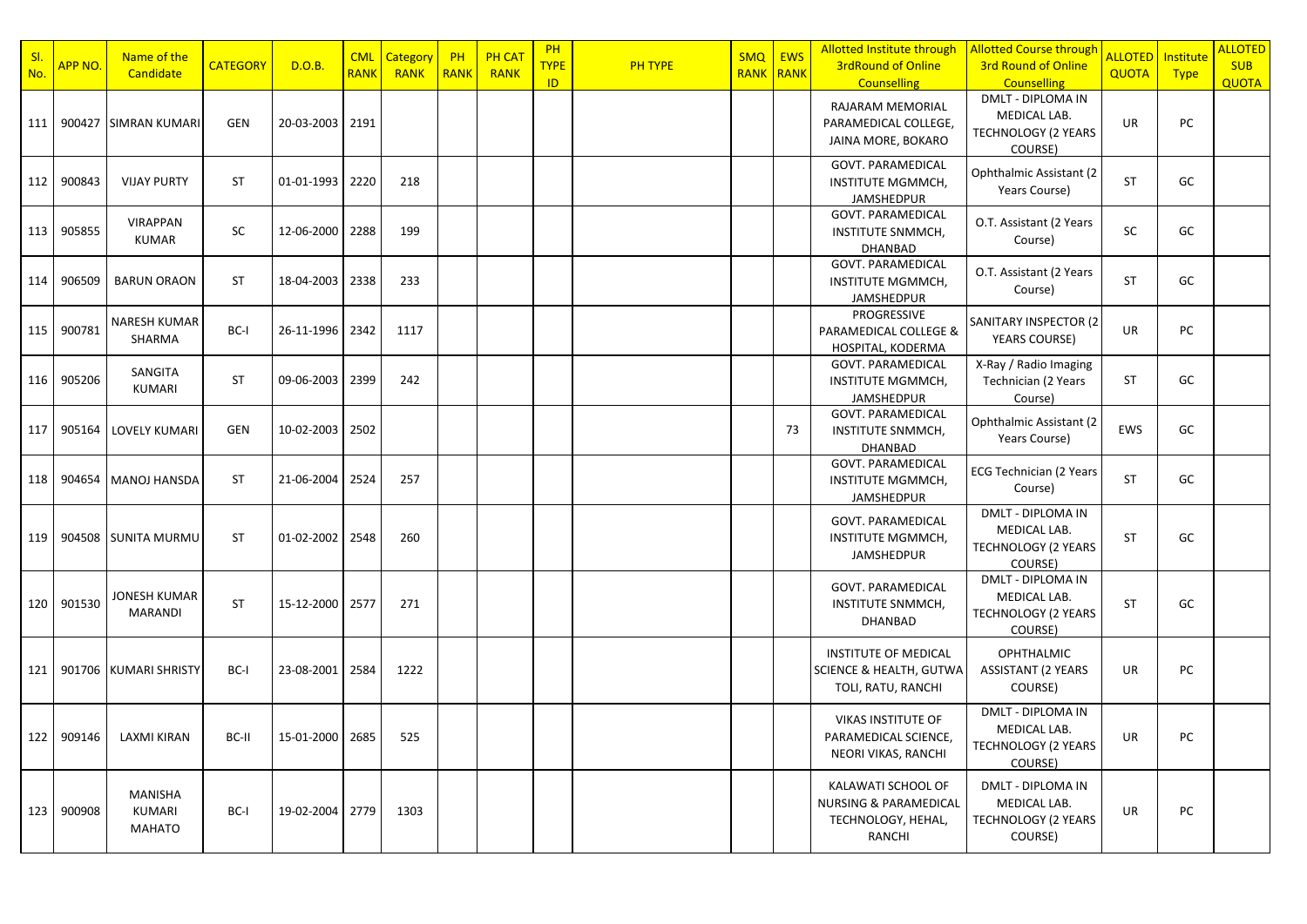| Sl. No. | APP NO. | Name of the Candidate | CATEGORY | D.O.B. | CML RANK | Category RANK | PH RANK | PH CAT RANK | PH TYPE ID | PH TYPE | SMQ RANK | EWS RANK | Allotted Institute through 3rdRound of Online Counselling | Allotted Course through 3rd Round of Online Counselling | ALLOTED QUOTA | Institute Type | ALLOTED SUB QUOTA |
|---|---|---|---|---|---|---|---|---|---|---|---|---|---|---|---|---|---|
| 111 | 900427 | SIMRAN KUMARI | GEN | 20-03-2003 | 2191 | | | | | | | | RAJARAM MEMORIAL PARAMEDICAL COLLEGE, JAINA MORE, BOKARO | DMLT - DIPLOMA IN MEDICAL LAB. TECHNOLOGY (2 YEARS COURSE) | UR | PC | |
| 112 | 900843 | VIJAY PURTY | ST | 01-01-1993 | 2220 | 218 | | | | | | | GOVT. PARAMEDICAL INSTITUTE MGMMCH, JAMSHEDPUR | Ophthalmic Assistant (2 Years Course) | ST | GC | |
| 113 | 905855 | VIRAPPAN KUMAR | SC | 12-06-2000 | 2288 | 199 | | | | | | | GOVT. PARAMEDICAL INSTITUTE SNMMCH, DHANBAD | O.T. Assistant (2 Years Course) | SC | GC | |
| 114 | 906509 | BARUN ORAON | ST | 18-04-2003 | 2338 | 233 | | | | | | | GOVT. PARAMEDICAL INSTITUTE MGMMCH, JAMSHEDPUR | O.T. Assistant (2 Years Course) | ST | GC | |
| 115 | 900781 | NARESH KUMAR SHARMA | BC-I | 26-11-1996 | 2342 | 1117 | | | | | | | PROGRESSIVE PARAMEDICAL COLLEGE & HOSPITAL, KODERMA | SANITARY INSPECTOR (2 YEARS COURSE) | UR | PC | |
| 116 | 905206 | SANGITA KUMARI | ST | 09-06-2003 | 2399 | 242 | | | | | | | GOVT. PARAMEDICAL INSTITUTE MGMMCH, JAMSHEDPUR | X-Ray / Radio Imaging Technician (2 Years Course) | ST | GC | |
| 117 | 905164 | LOVELY KUMARI | GEN | 10-02-2003 | 2502 | | | | | | | 73 | GOVT. PARAMEDICAL INSTITUTE SNMMCH, DHANBAD | Ophthalmic Assistant (2 Years Course) | EWS | GC | |
| 118 | 904654 | MANOJ HANSDA | ST | 21-06-2004 | 2524 | 257 | | | | | | | GOVT. PARAMEDICAL INSTITUTE MGMMCH, JAMSHEDPUR | ECG Technician (2 Years Course) | ST | GC | |
| 119 | 904508 | SUNITA MURMU | ST | 01-02-2002 | 2548 | 260 | | | | | | | GOVT. PARAMEDICAL INSTITUTE MGMMCH, JAMSHEDPUR | DMLT - DIPLOMA IN MEDICAL LAB. TECHNOLOGY (2 YEARS COURSE) | ST | GC | |
| 120 | 901530 | JONESH KUMAR MARANDI | ST | 15-12-2000 | 2577 | 271 | | | | | | | GOVT. PARAMEDICAL INSTITUTE SNMMCH, DHANBAD | DMLT - DIPLOMA IN MEDICAL LAB. TECHNOLOGY (2 YEARS COURSE) | ST | GC | |
| 121 | 901706 | KUMARI SHRISTY | BC-I | 23-08-2001 | 2584 | 1222 | | | | | | | INSTITUTE OF MEDICAL SCIENCE & HEALTH, GUTWA TOLI, RATU, RANCHI | OPHTHALMIC ASSISTANT (2 YEARS COURSE) | UR | PC | |
| 122 | 909146 | LAXMI KIRAN | BC-II | 15-01-2000 | 2685 | 525 | | | | | | | VIKAS INSTITUTE OF PARAMEDICAL SCIENCE, NEORI VIKAS, RANCHI | DMLT - DIPLOMA IN MEDICAL LAB. TECHNOLOGY (2 YEARS COURSE) | UR | PC | |
| 123 | 900908 | MANISHA KUMARI MAHATO | BC-I | 19-02-2004 | 2779 | 1303 | | | | | | | KALAWATI SCHOOL OF NURSING & PARAMEDICAL TECHNOLOGY, HEHAL, RANCHI | DMLT - DIPLOMA IN MEDICAL LAB. TECHNOLOGY (2 YEARS COURSE) | UR | PC | |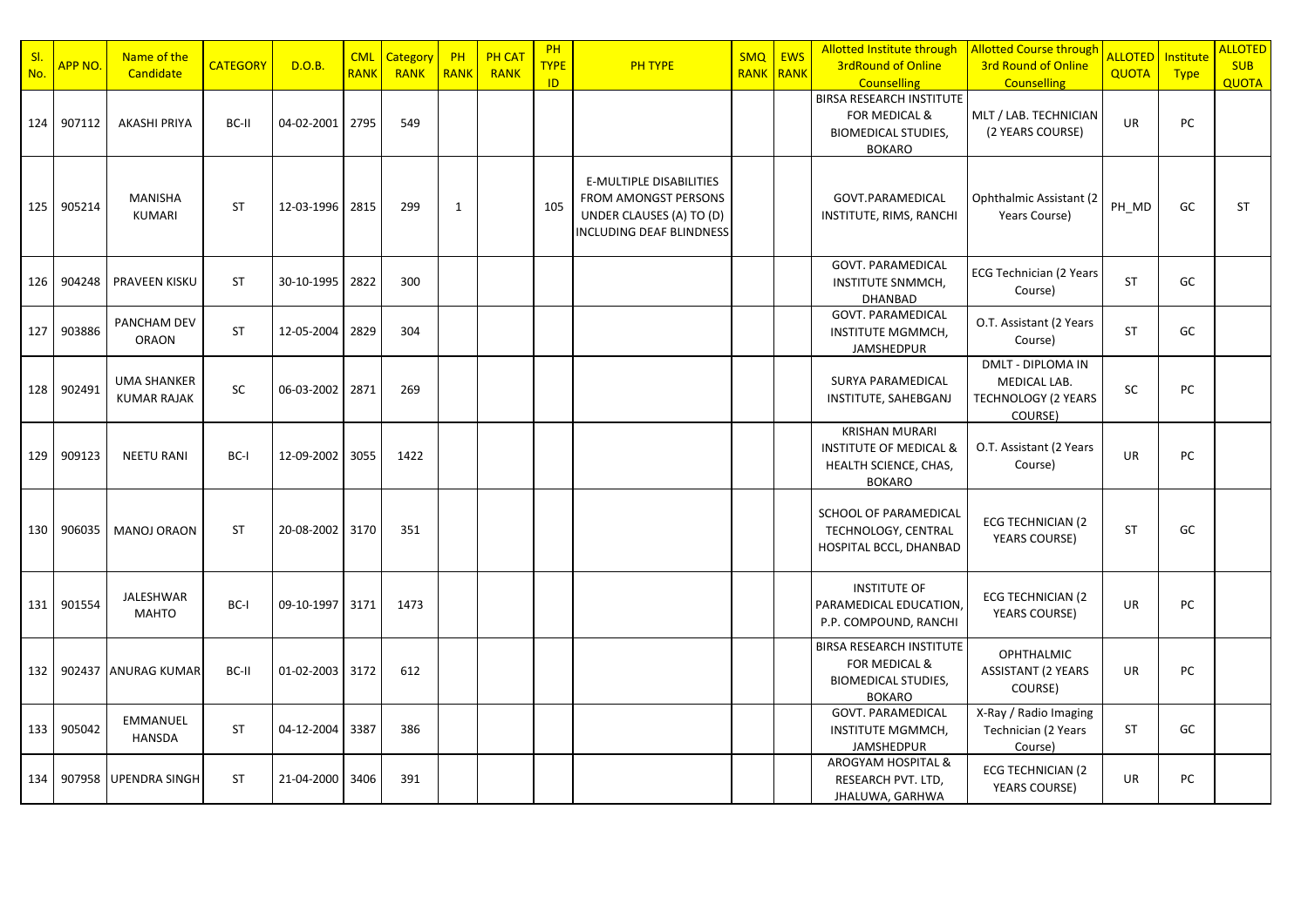| Sl. No. | APP NO. | Name of the Candidate | CATEGORY | D.O.B. | CML RANK | Category RANK | PH RANK | PH CAT RANK | PH TYPE ID | PH TYPE | SMQ RANK | EWS RANK | Allotted Institute through 3rdRound of Online Counselling | Allotted Course through 3rd Round of Online Counselling | ALLOTED QUOTA | Institute Type | ALLOTED SUB QUOTA |
|---|---|---|---|---|---|---|---|---|---|---|---|---|---|---|---|---|---|
| 124 | 907112 | AKASHI PRIYA | BC-II | 04-02-2001 | 2795 | 549 | | | | | | | BIRSA RESEARCH INSTITUTE FOR MEDICAL & BIOMEDICAL STUDIES, BOKARO | MLT / LAB. TECHNICIAN (2 YEARS COURSE) | UR | PC | |
| 125 | 905214 | MANISHA KUMARI | ST | 12-03-1996 | 2815 | 299 | 1 | | 105 | E-MULTIPLE DISABILITIES FROM AMONGST PERSONS UNDER CLAUSES (A) TO (D) INCLUDING DEAF BLINDNESS | | | GOVT.PARAMEDICAL INSTITUTE, RIMS, RANCHI | Ophthalmic Assistant (2 Years Course) | PH_MD | GC | ST |
| 126 | 904248 | PRAVEEN KISKU | ST | 30-10-1995 | 2822 | 300 | | | | | | | GOVT. PARAMEDICAL INSTITUTE SNMMCH, DHANBAD | ECG Technician (2 Years Course) | ST | GC | |
| 127 | 903886 | PANCHAM DEV ORAON | ST | 12-05-2004 | 2829 | 304 | | | | | | | GOVT. PARAMEDICAL INSTITUTE MGMMCH, JAMSHEDPUR | O.T. Assistant (2 Years Course) | ST | GC | |
| 128 | 902491 | UMA SHANKER KUMAR RAJAK | SC | 06-03-2002 | 2871 | 269 | | | | | | | SURYA PARAMEDICAL INSTITUTE, SAHEBGANJ | DMLT - DIPLOMA IN MEDICAL LAB. TECHNOLOGY (2 YEARS COURSE) | SC | PC | |
| 129 | 909123 | NEETU RANI | BC-I | 12-09-2002 | 3055 | 1422 | | | | | | | KRISHAN MURARI INSTITUTE OF MEDICAL & HEALTH SCIENCE, CHAS, BOKARO | O.T. Assistant (2 Years Course) | UR | PC | |
| 130 | 906035 | MANOJ ORAON | ST | 20-08-2002 | 3170 | 351 | | | | | | | SCHOOL OF PARAMEDICAL TECHNOLOGY, CENTRAL HOSPITAL BCCL, DHANBAD | ECG TECHNICIAN (2 YEARS COURSE) | ST | GC | |
| 131 | 901554 | JALESHWAR MAHTO | BC-I | 09-10-1997 | 3171 | 1473 | | | | | | | INSTITUTE OF PARAMEDICAL EDUCATION, P.P. COMPOUND, RANCHI | ECG TECHNICIAN (2 YEARS COURSE) | UR | PC | |
| 132 | 902437 | ANURAG KUMAR | BC-II | 01-02-2003 | 3172 | 612 | | | | | | | BIRSA RESEARCH INSTITUTE FOR MEDICAL & BIOMEDICAL STUDIES, BOKARO | OPHTHALMIC ASSISTANT (2 YEARS COURSE) | UR | PC | |
| 133 | 905042 | EMMANUEL HANSDA | ST | 04-12-2004 | 3387 | 386 | | | | | | | GOVT. PARAMEDICAL INSTITUTE MGMMCH, JAMSHEDPUR | X-Ray / Radio Imaging Technician (2 Years Course) | ST | GC | |
| 134 | 907958 | UPENDRA SINGH | ST | 21-04-2000 | 3406 | 391 | | | | | | | AROGYAM HOSPITAL & RESEARCH PVT. LTD, JHALUWA, GARHWA | ECG TECHNICIAN (2 YEARS COURSE) | UR | PC | |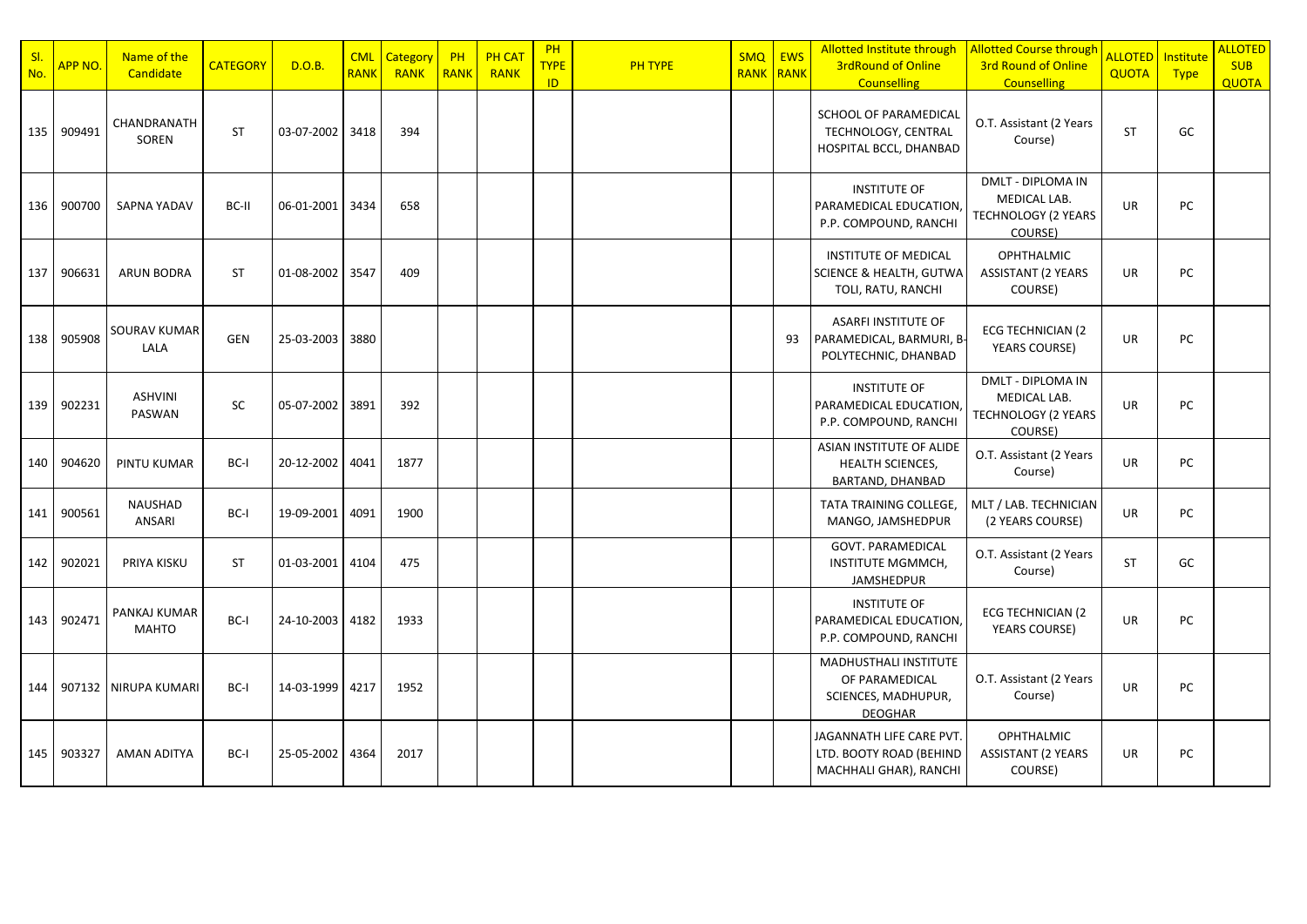| Sl. No. | APP NO. | Name of the Candidate | CATEGORY | D.O.B. | CML RANK | Category RANK | PH RANK | PH CAT RANK | PH TYPE ID | PH TYPE | SMQ RANK | EWS RANK | Allotted Institute through 3rdRound of Online Counselling | Allotted Course through 3rd Round of Online Counselling | ALLOTED QUOTA | Institute Type | ALLOTED SUB QUOTA |
|---|---|---|---|---|---|---|---|---|---|---|---|---|---|---|---|---|---|
| 135 | 909491 | CHANDRANATH SOREN | ST | 03-07-2002 | 3418 | 394 | | | | | | | SCHOOL OF PARAMEDICAL TECHNOLOGY, CENTRAL HOSPITAL BCCL, DHANBAD | O.T. Assistant (2 Years Course) | ST | GC | |
| 136 | 900700 | SAPNA YADAV | BC-II | 06-01-2001 | 3434 | 658 | | | | | | | INSTITUTE OF PARAMEDICAL EDUCATION, P.P. COMPOUND, RANCHI | DMLT - DIPLOMA IN MEDICAL LAB. TECHNOLOGY (2 YEARS COURSE) | UR | PC | |
| 137 | 906631 | ARUN BODRA | ST | 01-08-2002 | 3547 | 409 | | | | | | | INSTITUTE OF MEDICAL SCIENCE & HEALTH, GUTWA TOLI, RATU, RANCHI | OPHTHALMIC ASSISTANT (2 YEARS COURSE) | UR | PC | |
| 138 | 905908 | SOURAV KUMAR LALA | GEN | 25-03-2003 | 3880 | | | | | | | 93 | ASARFI INSTITUTE OF PARAMEDICAL, BARMURI, B-POLYTECHNIC, DHANBAD | ECG TECHNICIAN (2 YEARS COURSE) | UR | PC | |
| 139 | 902231 | ASHVINI PASWAN | SC | 05-07-2002 | 3891 | 392 | | | | | | | INSTITUTE OF PARAMEDICAL EDUCATION, P.P. COMPOUND, RANCHI | DMLT - DIPLOMA IN MEDICAL LAB. TECHNOLOGY (2 YEARS COURSE) | UR | PC | |
| 140 | 904620 | PINTU KUMAR | BC-I | 20-12-2002 | 4041 | 1877 | | | | | | | ASIAN INSTITUTE OF ALIDE HEALTH SCIENCES, BARTAND, DHANBAD | O.T. Assistant (2 Years Course) | UR | PC | |
| 141 | 900561 | NAUSHAD ANSARI | BC-I | 19-09-2001 | 4091 | 1900 | | | | | | | TATA TRAINING COLLEGE, MANGO, JAMSHEDPUR | MLT / LAB. TECHNICIAN (2 YEARS COURSE) | UR | PC | |
| 142 | 902021 | PRIYA KISKU | ST | 01-03-2001 | 4104 | 475 | | | | | | | GOVT. PARAMEDICAL INSTITUTE MGMMCH, JAMSHEDPUR | O.T. Assistant (2 Years Course) | ST | GC | |
| 143 | 902471 | PANKAJ KUMAR MAHTO | BC-I | 24-10-2003 | 4182 | 1933 | | | | | | | INSTITUTE OF PARAMEDICAL EDUCATION, P.P. COMPOUND, RANCHI | ECG TECHNICIAN (2 YEARS COURSE) | UR | PC | |
| 144 | 907132 | NIRUPA KUMARI | BC-I | 14-03-1999 | 4217 | 1952 | | | | | | | MADHUSTHALI INSTITUTE OF PARAMEDICAL SCIENCES, MADHUPUR, DEOGHAR | O.T. Assistant (2 Years Course) | UR | PC | |
| 145 | 903327 | AMAN ADITYA | BC-I | 25-05-2002 | 4364 | 2017 | | | | | | | JAGANNATH LIFE CARE PVT. LTD. BOOTY ROAD (BEHIND MACHHALI GHAR), RANCHI | OPHTHALMIC ASSISTANT (2 YEARS COURSE) | UR | PC | |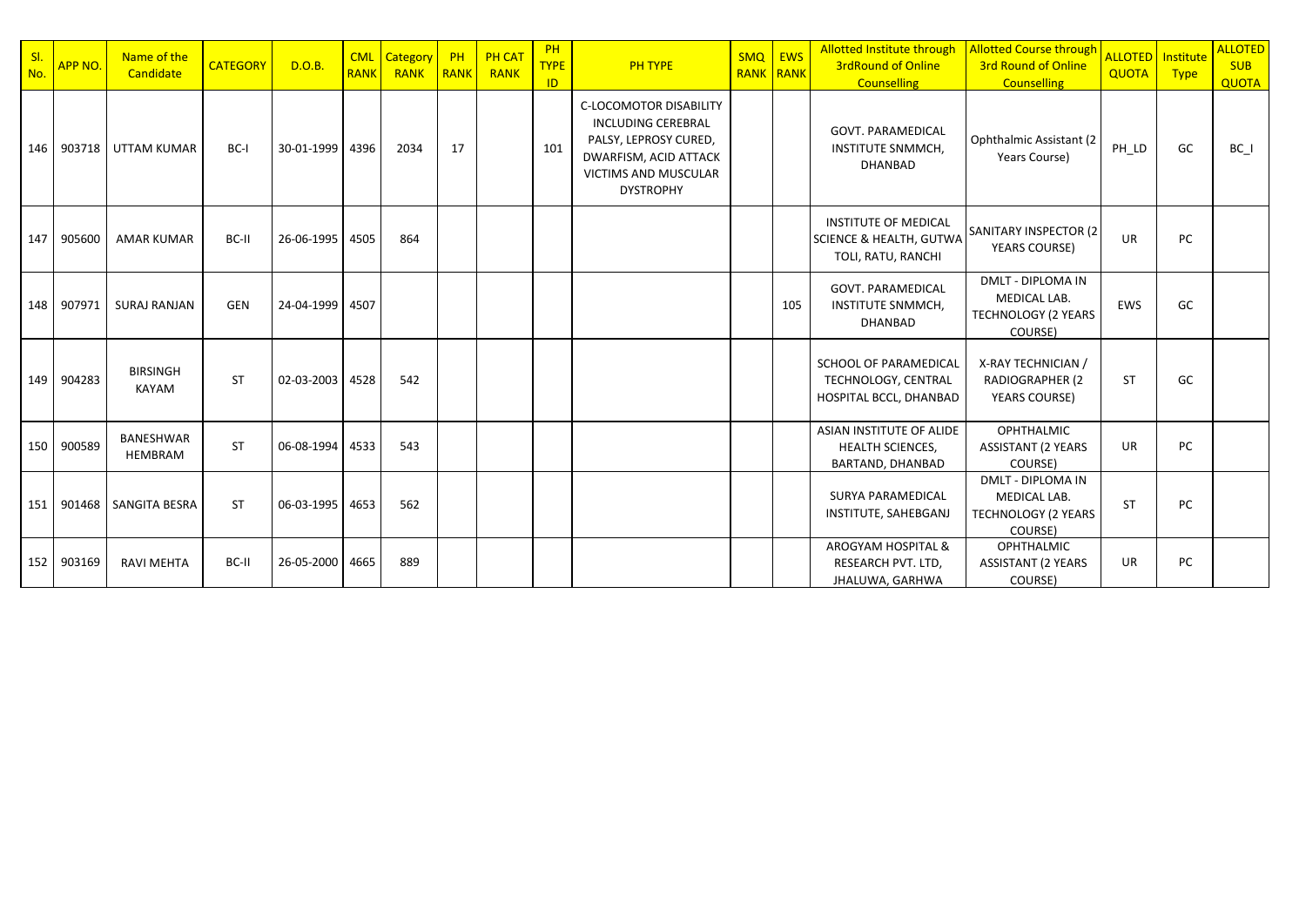| Sl. No. | APP NO. | Name of the Candidate | CATEGORY | D.O.B. | CML RANK | Category RANK | PH RANK | PH CAT RANK | PH TYPE ID | PH TYPE | SMQ RANK | EWS RANK | Allotted Institute through 3rdRound of Online Counselling | Allotted Course through 3rd Round of Online Counselling | ALLOTED QUOTA | Institute Type | ALLOTED SUB QUOTA |
|---|---|---|---|---|---|---|---|---|---|---|---|---|---|---|---|---|---|
| 146 | 903718 | UTTAM KUMAR | BC-I | 30-01-1999 | 4396 | 2034 | 17 | | 101 | C-LOCOMOTOR DISABILITY INCLUDING CEREBRAL PALSY, LEPROSY CURED, DWARFISM, ACID ATTACK VICTIMS AND MUSCULAR DYSTROPHY | | | GOVT. PARAMEDICAL INSTITUTE SNMMCH, DHANBAD | Ophthalmic Assistant (2 Years Course) | PH_LD | GC | BC_I |
| 147 | 905600 | AMAR KUMAR | BC-II | 26-06-1995 | 4505 | 864 | | | | | | | INSTITUTE OF MEDICAL SCIENCE & HEALTH, GUTWA TOLI, RATU, RANCHI | SANITARY INSPECTOR (2 YEARS COURSE) | UR | PC | |
| 148 | 907971 | SURAJ RANJAN | GEN | 24-04-1999 | 4507 | | | | | | | 105 | GOVT. PARAMEDICAL INSTITUTE SNMMCH, DHANBAD | DMLT - DIPLOMA IN MEDICAL LAB. TECHNOLOGY (2 YEARS COURSE) | EWS | GC | |
| 149 | 904283 | BIRSINGH KAYAM | ST | 02-03-2003 | 4528 | 542 | | | | | | | SCHOOL OF PARAMEDICAL TECHNOLOGY, CENTRAL HOSPITAL BCCL, DHANBAD | X-RAY TECHNICIAN / RADIOGRAPHER (2 YEARS COURSE) | ST | GC | |
| 150 | 900589 | BANESHWAR HEMBRAM | ST | 06-08-1994 | 4533 | 543 | | | | | | | ASIAN INSTITUTE OF ALIDE HEALTH SCIENCES, BARTAND, DHANBAD | OPHTHALMIC ASSISTANT (2 YEARS COURSE) | UR | PC | |
| 151 | 901468 | SANGITA BESRA | ST | 06-03-1995 | 4653 | 562 | | | | | | | SURYA PARAMEDICAL INSTITUTE, SAHEBGANJ | DMLT - DIPLOMA IN MEDICAL LAB. TECHNOLOGY (2 YEARS COURSE) | ST | PC | |
| 152 | 903169 | RAVI MEHTA | BC-II | 26-05-2000 | 4665 | 889 | | | | | | | AROGYAM HOSPITAL & RESEARCH PVT. LTD, JHALUWA, GARHWA | OPHTHALMIC ASSISTANT (2 YEARS COURSE) | UR | PC | |